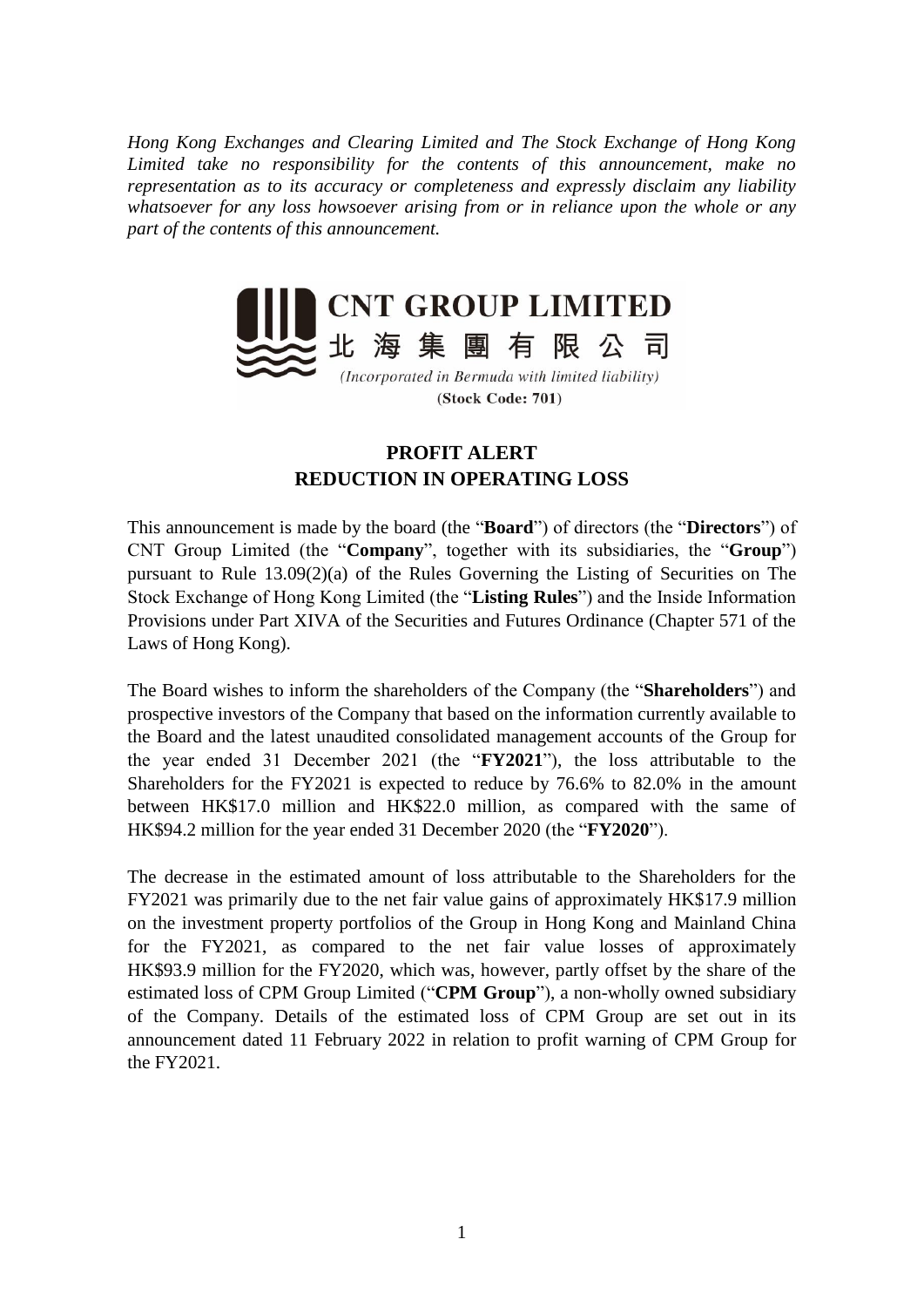*Hong Kong Exchanges and Clearing Limited and The Stock Exchange of Hong Kong Limited take no responsibility for the contents of this announcement, make no representation as to its accuracy or completeness and expressly disclaim any liability whatsoever for any loss howsoever arising from or in reliance upon the whole or any part of the contents of this announcement.*

**CNT GROUP LIMITED**
**北海集團有限公司**
*(Incorporated in Bermuda with limited liability)*
**(Stock Code: 701)**

# PROFIT ALERT
# REDUCTION IN OPERATING LOSS

This announcement is made by the board (the "**Board**") of directors (the "**Directors**") of CNT Group Limited (the "**Company**", together with its subsidiaries, the "**Group**") pursuant to Rule 13.09(2)(a) of the Rules Governing the Listing of Securities on The Stock Exchange of Hong Kong Limited (the "**Listing Rules**") and the Inside Information Provisions under Part XIVA of the Securities and Futures Ordinance (Chapter 571 of the Laws of Hong Kong).

The Board wishes to inform the shareholders of the Company (the "**Shareholders**") and prospective investors of the Company that based on the information currently available to the Board and the latest unaudited consolidated management accounts of the Group for the year ended 31 December 2021 (the "**FY2021**"), the loss attributable to the Shareholders for the FY2021 is expected to reduce by 76.6% to 82.0% in the amount between HK$17.0 million and HK$22.0 million, as compared with the same of HK$94.2 million for the year ended 31 December 2020 (the "**FY2020**").

The decrease in the estimated amount of loss attributable to the Shareholders for the FY2021 was primarily due to the net fair value gains of approximately HK$17.9 million on the investment property portfolios of the Group in Hong Kong and Mainland China for the FY2021, as compared to the net fair value losses of approximately HK$93.9 million for the FY2020, which was, however, partly offset by the share of the estimated loss of CPM Group Limited ("**CPM Group**"), a non-wholly owned subsidiary of the Company. Details of the estimated loss of CPM Group are set out in its announcement dated 11 February 2022 in relation to profit warning of CPM Group for the FY2021.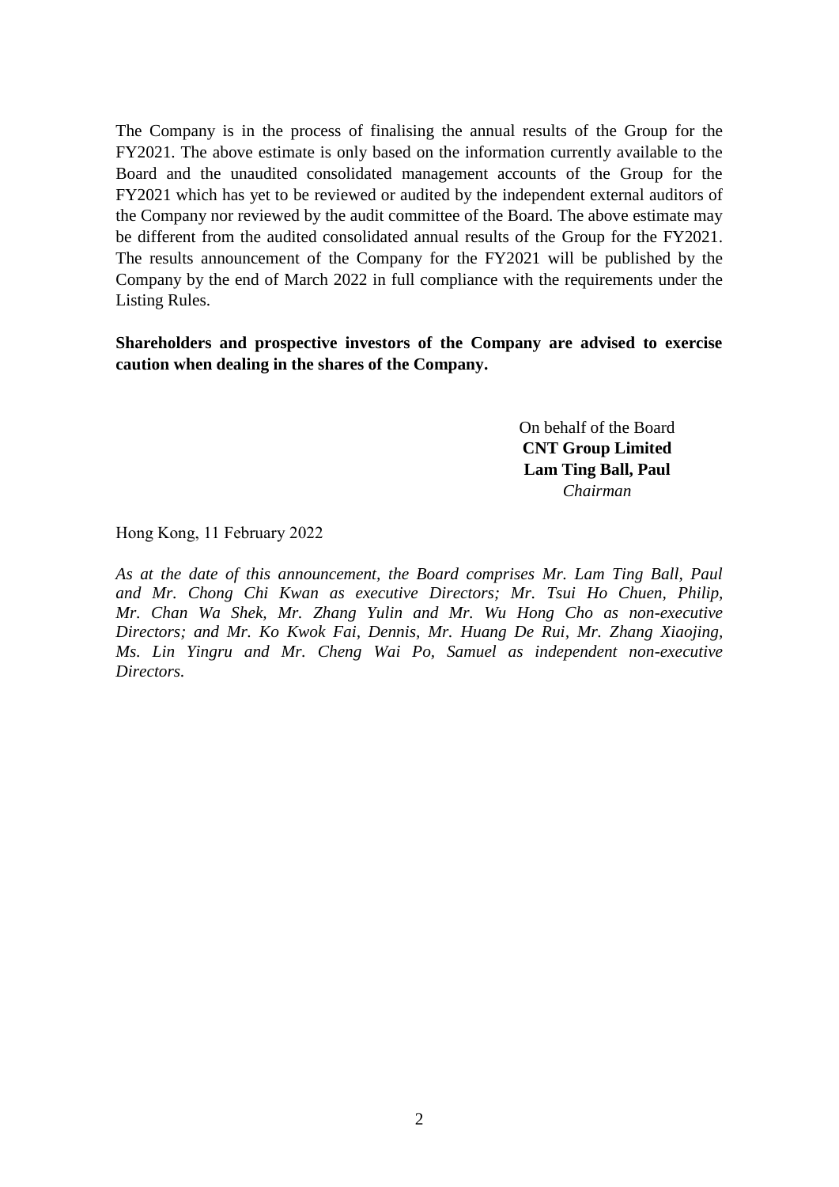The Company is in the process of finalising the annual results of the Group for the FY2021. The above estimate is only based on the information currently available to the Board and the unaudited consolidated management accounts of the Group for the FY2021 which has yet to be reviewed or audited by the independent external auditors of the Company nor reviewed by the audit committee of the Board. The above estimate may be different from the audited consolidated annual results of the Group for the FY2021. The results announcement of the Company for the FY2021 will be published by the Company by the end of March 2022 in full compliance with the requirements under the Listing Rules.

**Shareholders and prospective investors of the Company are advised to exercise caution when dealing in the shares of the Company.**

On behalf of the Board
**CNT Group Limited**
**Lam Ting Ball, Paul**
*Chairman*

Hong Kong, 11 February 2022

*As at the date of this announcement, the Board comprises Mr. Lam Ting Ball, Paul and Mr. Chong Chi Kwan as executive Directors; Mr. Tsui Ho Chuen, Philip, Mr. Chan Wa Shek, Mr. Zhang Yulin and Mr. Wu Hong Cho as non-executive Directors; and Mr. Ko Kwok Fai, Dennis, Mr. Huang De Rui, Mr. Zhang Xiaojing, Ms. Lin Yingru and Mr. Cheng Wai Po, Samuel as independent non-executive Directors.*